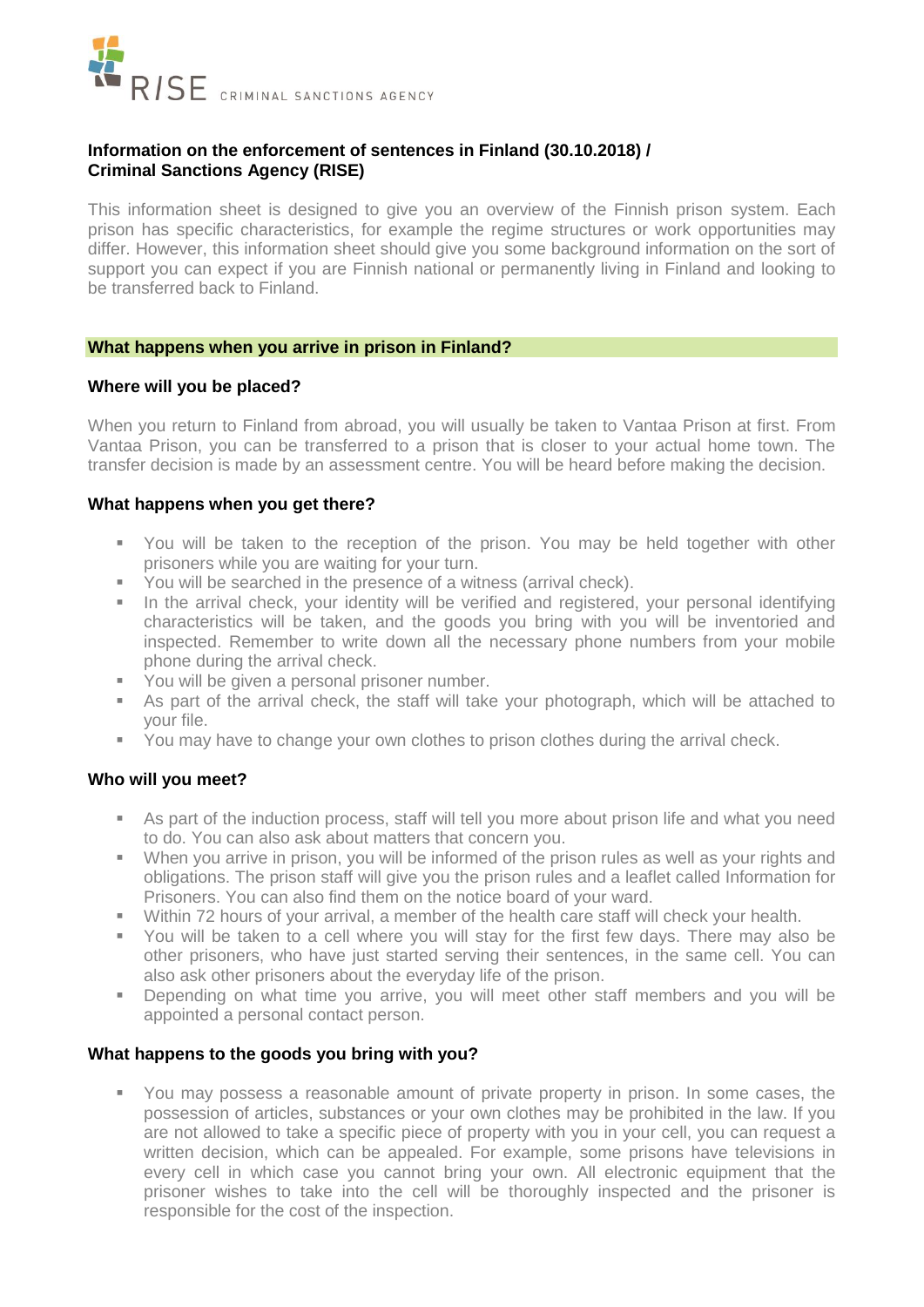**Information on the enforcement of sentences in Finland (30.10.2018) / Criminal Sanctions Agency (RISE)**

This information sheet is designed to give you an overview of the Finnish prison system. Each prison has specific characteristics, for example the regime structures or work opportunities may differ. However, this information sheet should give you some background information on the sort of support you can expect if you are Finnish national or permanently living in Finland and looking to be transferred back to Finland.

## What happens when you arrive in prison in Finland?

### Where will you be placed?

When you return to Finland from abroad, you will usually be taken to Vantaa Prison at first. From Vantaa Prison, you can be transferred to a prison that is closer to your actual home town. The transfer decision is made by an assessment centre. You will be heard before making the decision.

### What happens when you get there?

- You will be taken to the reception of the prison. You may be held together with other prisoners while you are waiting for your turn.
- You will be searched in the presence of a witness (arrival check).
- In the arrival check, your identity will be verified and registered, your personal identifying characteristics will be taken, and the goods you bring with you will be inventoried and inspected. Remember to write down all the necessary phone numbers from your mobile phone during the arrival check.
- You will be given a personal prisoner number.
- As part of the arrival check, the staff will take your photograph, which will be attached to your file.
- You may have to change your own clothes to prison clothes during the arrival check.

### Who will you meet?

- As part of the induction process, staff will tell you more about prison life and what you need to do. You can also ask about matters that concern you.
- When you arrive in prison, you will be informed of the prison rules as well as your rights and obligations. The prison staff will give you the prison rules and a leaflet called Information for Prisoners. You can also find them on the notice board of your ward.
- Within 72 hours of your arrival, a member of the health care staff will check your health.
- You will be taken to a cell where you will stay for the first few days. There may also be other prisoners, who have just started serving their sentences, in the same cell. You can also ask other prisoners about the everyday life of the prison.
- Depending on what time you arrive, you will meet other staff members and you will be appointed a personal contact person.

### What happens to the goods you bring with you?

- You may possess a reasonable amount of private property in prison. In some cases, the possession of articles, substances or your own clothes may be prohibited in the law. If you are not allowed to take a specific piece of property with you in your cell, you can request a written decision, which can be appealed. For example, some prisons have televisions in every cell in which case you cannot bring your own. All electronic equipment that the prisoner wishes to take into the cell will be thoroughly inspected and the prisoner is responsible for the cost of the inspection.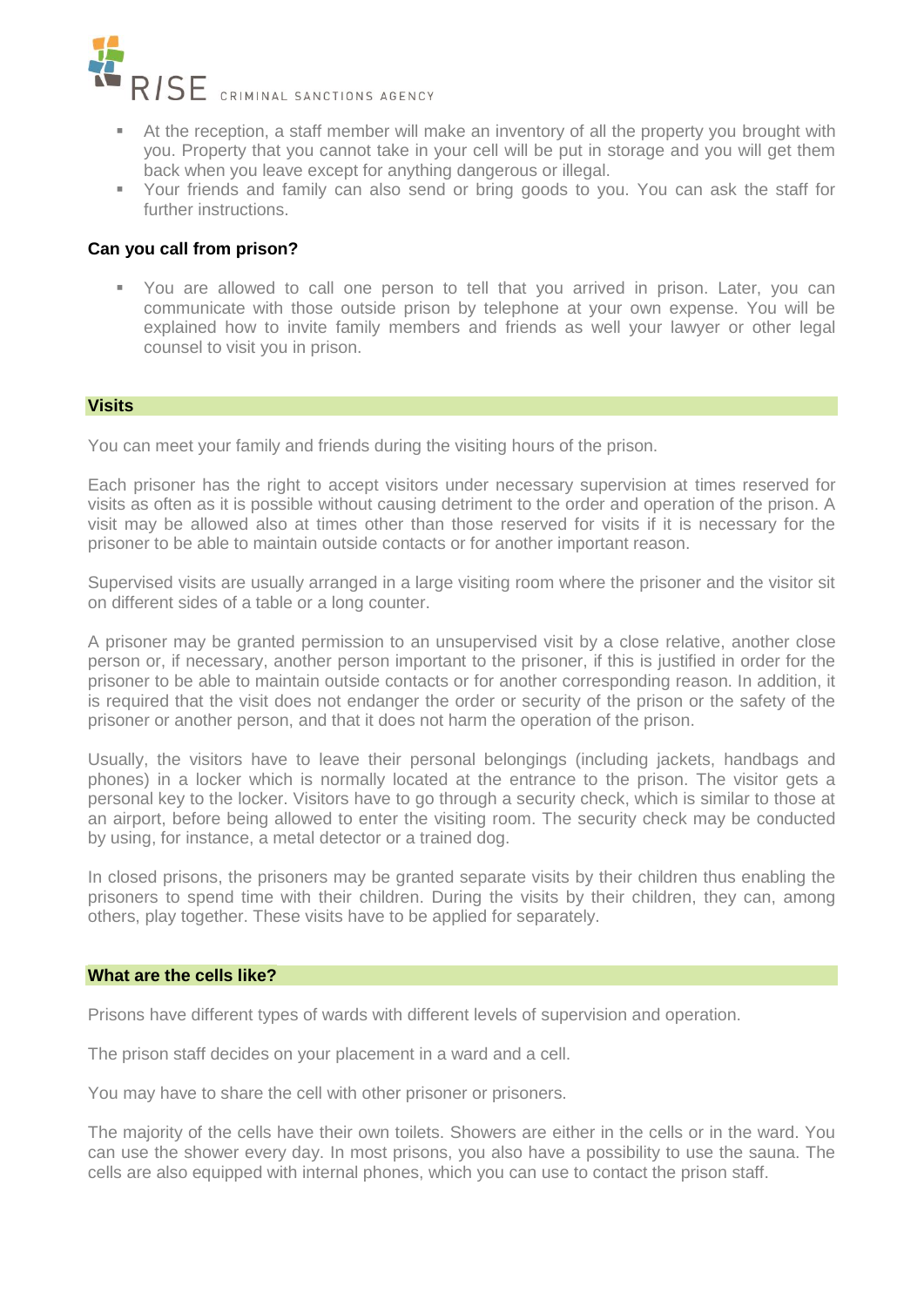- At the reception, a staff member will make an inventory of all the property you brought with you. Property that you cannot take in your cell will be put in storage and you will get them back when you leave except for anything dangerous or illegal.
- Your friends and family can also send or bring goods to you. You can ask the staff for further instructions.

### Can you call from prison?

- You are allowed to call one person to tell that you arrived in prison. Later, you can communicate with those outside prison by telephone at your own expense. You will be explained how to invite family members and friends as well your lawyer or other legal counsel to visit you in prison.

## Visits

You can meet your family and friends during the visiting hours of the prison.

Each prisoner has the right to accept visitors under necessary supervision at times reserved for visits as often as it is possible without causing detriment to the order and operation of the prison. A visit may be allowed also at times other than those reserved for visits if it is necessary for the prisoner to be able to maintain outside contacts or for another important reason.

Supervised visits are usually arranged in a large visiting room where the prisoner and the visitor sit on different sides of a table or a long counter.

A prisoner may be granted permission to an unsupervised visit by a close relative, another close person or, if necessary, another person important to the prisoner, if this is justified in order for the prisoner to be able to maintain outside contacts or for another corresponding reason. In addition, it is required that the visit does not endanger the order or security of the prison or the safety of the prisoner or another person, and that it does not harm the operation of the prison.

Usually, the visitors have to leave their personal belongings (including jackets, handbags and phones) in a locker which is normally located at the entrance to the prison. The visitor gets a personal key to the locker. Visitors have to go through a security check, which is similar to those at an airport, before being allowed to enter the visiting room. The security check may be conducted by using, for instance, a metal detector or a trained dog.

In closed prisons, the prisoners may be granted separate visits by their children thus enabling the prisoners to spend time with their children. During the visits by their children, they can, among others, play together. These visits have to be applied for separately.

## What are the cells like?

Prisons have different types of wards with different levels of supervision and operation.

The prison staff decides on your placement in a ward and a cell.

You may have to share the cell with other prisoner or prisoners.

The majority of the cells have their own toilets. Showers are either in the cells or in the ward. You can use the shower every day. In most prisons, you also have a possibility to use the sauna. The cells are also equipped with internal phones, which you can use to contact the prison staff.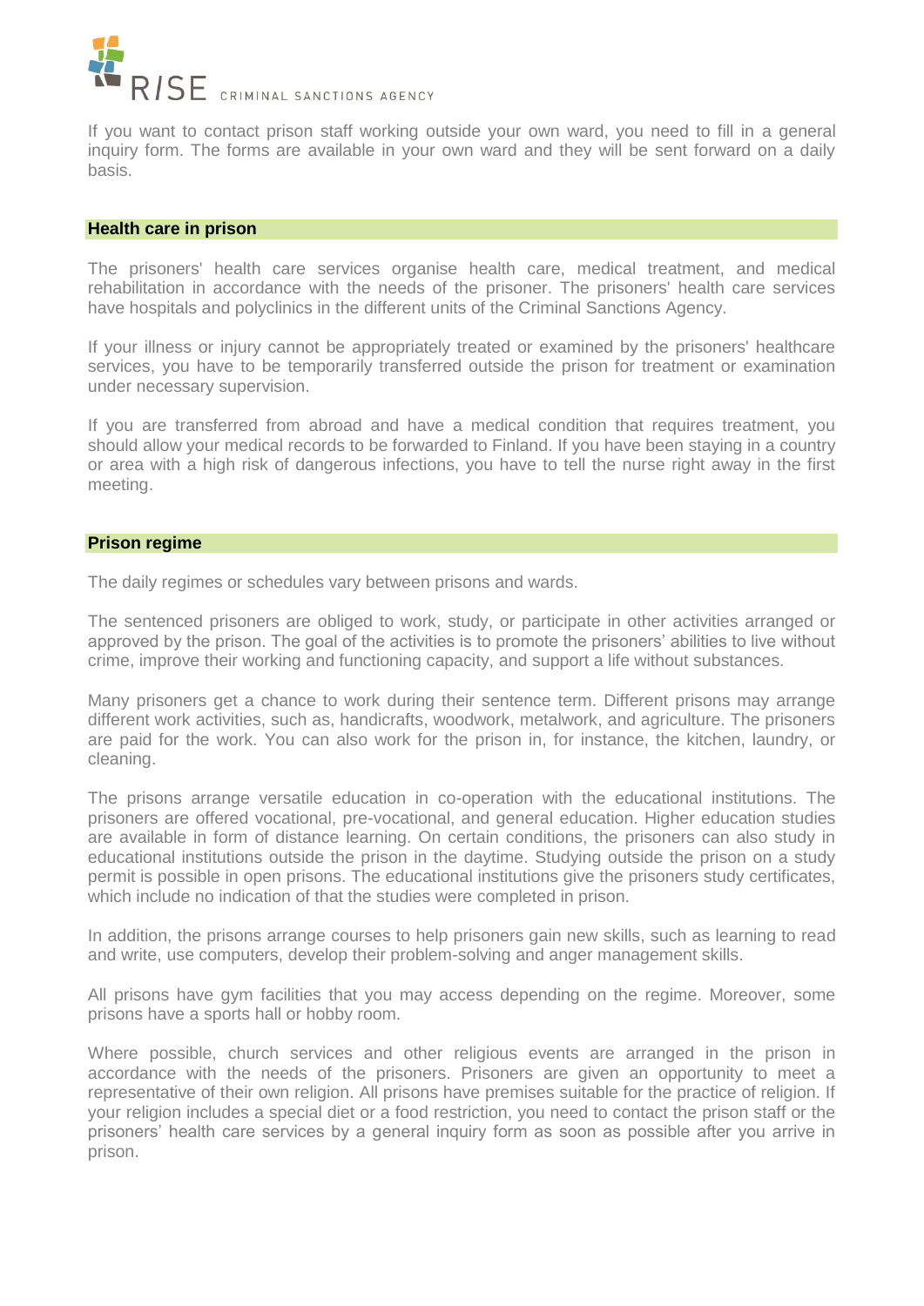If you want to contact prison staff working outside your own ward, you need to fill in a general inquiry form. The forms are available in your own ward and they will be sent forward on a daily basis.

## Health care in prison

The prisoners' health care services organise health care, medical treatment, and medical rehabilitation in accordance with the needs of the prisoner. The prisoners' health care services have hospitals and polyclinics in the different units of the Criminal Sanctions Agency.

If your illness or injury cannot be appropriately treated or examined by the prisoners' healthcare services, you have to be temporarily transferred outside the prison for treatment or examination under necessary supervision.

If you are transferred from abroad and have a medical condition that requires treatment, you should allow your medical records to be forwarded to Finland. If you have been staying in a country or area with a high risk of dangerous infections, you have to tell the nurse right away in the first meeting.

## Prison regime

The daily regimes or schedules vary between prisons and wards.

The sentenced prisoners are obliged to work, study, or participate in other activities arranged or approved by the prison. The goal of the activities is to promote the prisoners' abilities to live without crime, improve their working and functioning capacity, and support a life without substances.

Many prisoners get a chance to work during their sentence term. Different prisons may arrange different work activities, such as, handicrafts, woodwork, metalwork, and agriculture. The prisoners are paid for the work. You can also work for the prison in, for instance, the kitchen, laundry, or cleaning.

The prisons arrange versatile education in co-operation with the educational institutions. The prisoners are offered vocational, pre-vocational, and general education. Higher education studies are available in form of distance learning. On certain conditions, the prisoners can also study in educational institutions outside the prison in the daytime. Studying outside the prison on a study permit is possible in open prisons. The educational institutions give the prisoners study certificates, which include no indication of that the studies were completed in prison.

In addition, the prisons arrange courses to help prisoners gain new skills, such as learning to read and write, use computers, develop their problem-solving and anger management skills.

All prisons have gym facilities that you may access depending on the regime. Moreover, some prisons have a sports hall or hobby room.

Where possible, church services and other religious events are arranged in the prison in accordance with the needs of the prisoners. Prisoners are given an opportunity to meet a representative of their own religion. All prisons have premises suitable for the practice of religion. If your religion includes a special diet or a food restriction, you need to contact the prison staff or the prisoners' health care services by a general inquiry form as soon as possible after you arrive in prison.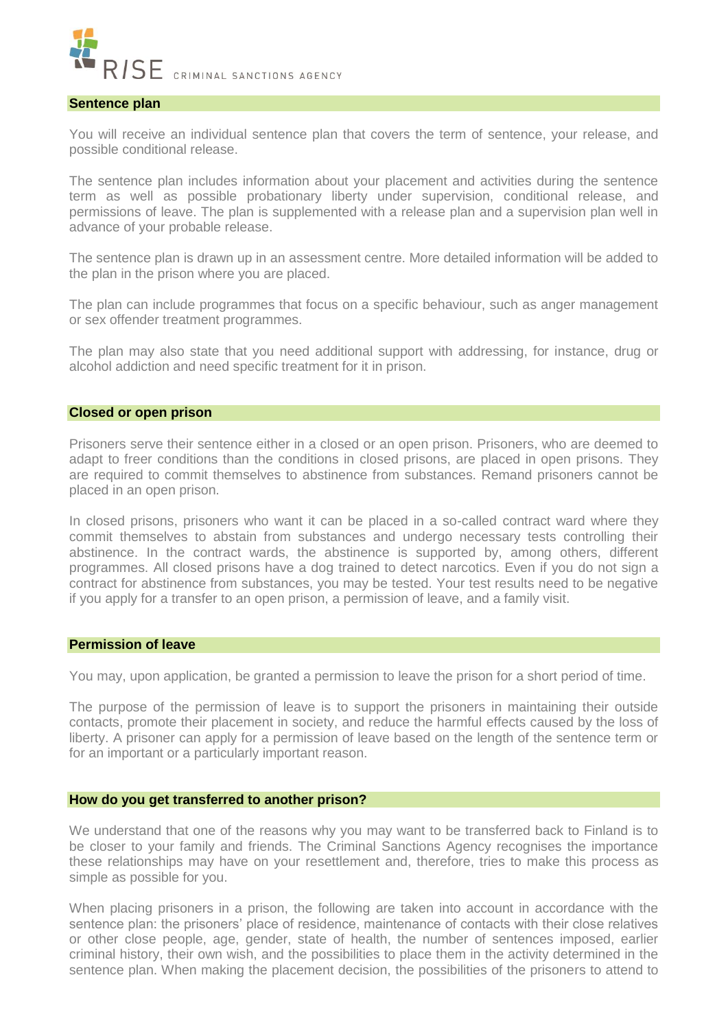## Sentence plan

You will receive an individual sentence plan that covers the term of sentence, your release, and possible conditional release.

The sentence plan includes information about your placement and activities during the sentence term as well as possible probationary liberty under supervision, conditional release, and permissions of leave. The plan is supplemented with a release plan and a supervision plan well in advance of your probable release.

The sentence plan is drawn up in an assessment centre. More detailed information will be added to the plan in the prison where you are placed.

The plan can include programmes that focus on a specific behaviour, such as anger management or sex offender treatment programmes.

The plan may also state that you need additional support with addressing, for instance, drug or alcohol addiction and need specific treatment for it in prison.

## Closed or open prison

Prisoners serve their sentence either in a closed or an open prison. Prisoners, who are deemed to adapt to freer conditions than the conditions in closed prisons, are placed in open prisons. They are required to commit themselves to abstinence from substances. Remand prisoners cannot be placed in an open prison.

In closed prisons, prisoners who want it can be placed in a so-called contract ward where they commit themselves to abstain from substances and undergo necessary tests controlling their abstinence. In the contract wards, the abstinence is supported by, among others, different programmes. All closed prisons have a dog trained to detect narcotics. Even if you do not sign a contract for abstinence from substances, you may be tested. Your test results need to be negative if you apply for a transfer to an open prison, a permission of leave, and a family visit.

## Permission of leave

You may, upon application, be granted a permission to leave the prison for a short period of time.

The purpose of the permission of leave is to support the prisoners in maintaining their outside contacts, promote their placement in society, and reduce the harmful effects caused by the loss of liberty. A prisoner can apply for a permission of leave based on the length of the sentence term or for an important or a particularly important reason.

## How do you get transferred to another prison?

We understand that one of the reasons why you may want to be transferred back to Finland is to be closer to your family and friends. The Criminal Sanctions Agency recognises the importance these relationships may have on your resettlement and, therefore, tries to make this process as simple as possible for you.

When placing prisoners in a prison, the following are taken into account in accordance with the sentence plan: the prisoners' place of residence, maintenance of contacts with their close relatives or other close people, age, gender, state of health, the number of sentences imposed, earlier criminal history, their own wish, and the possibilities to place them in the activity determined in the sentence plan. When making the placement decision, the possibilities of the prisoners to attend to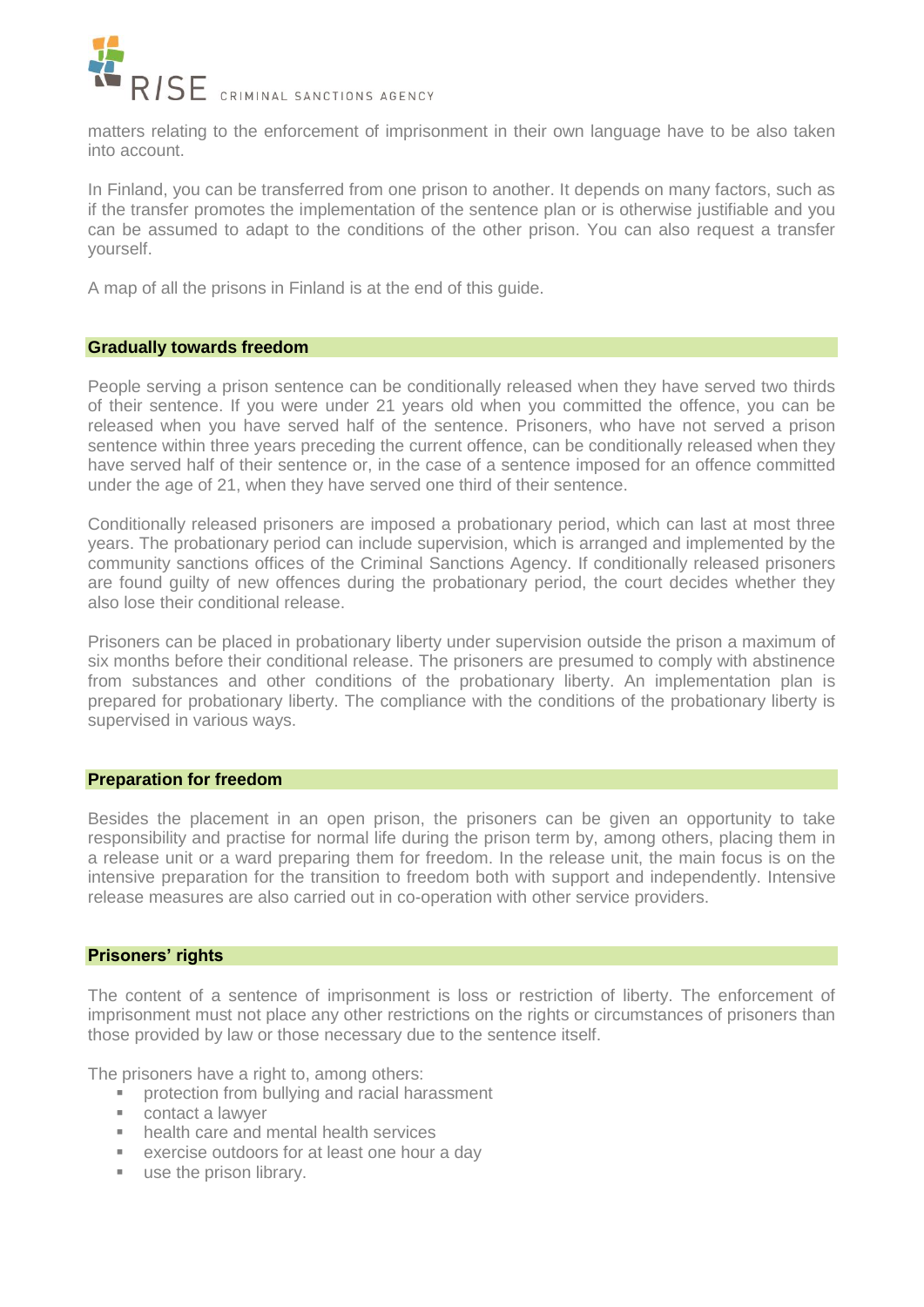matters relating to the enforcement of imprisonment in their own language have to be also taken into account.

In Finland, you can be transferred from one prison to another. It depends on many factors, such as if the transfer promotes the implementation of the sentence plan or is otherwise justifiable and you can be assumed to adapt to the conditions of the other prison. You can also request a transfer yourself.

A map of all the prisons in Finland is at the end of this guide.

## Gradually towards freedom

People serving a prison sentence can be conditionally released when they have served two thirds of their sentence. If you were under 21 years old when you committed the offence, you can be released when you have served half of the sentence. Prisoners, who have not served a prison sentence within three years preceding the current offence, can be conditionally released when they have served half of their sentence or, in the case of a sentence imposed for an offence committed under the age of 21, when they have served one third of their sentence.

Conditionally released prisoners are imposed a probationary period, which can last at most three years. The probationary period can include supervision, which is arranged and implemented by the community sanctions offices of the Criminal Sanctions Agency. If conditionally released prisoners are found guilty of new offences during the probationary period, the court decides whether they also lose their conditional release.

Prisoners can be placed in probationary liberty under supervision outside the prison a maximum of six months before their conditional release. The prisoners are presumed to comply with abstinence from substances and other conditions of the probationary liberty. An implementation plan is prepared for probationary liberty. The compliance with the conditions of the probationary liberty is supervised in various ways.

## Preparation for freedom

Besides the placement in an open prison, the prisoners can be given an opportunity to take responsibility and practise for normal life during the prison term by, among others, placing them in a release unit or a ward preparing them for freedom. In the release unit, the main focus is on the intensive preparation for the transition to freedom both with support and independently. Intensive release measures are also carried out in co-operation with other service providers.

## Prisoners' rights

The content of a sentence of imprisonment is loss or restriction of liberty. The enforcement of imprisonment must not place any other restrictions on the rights or circumstances of prisoners than those provided by law or those necessary due to the sentence itself.

The prisoners have a right to, among others:

- protection from bullying and racial harassment
- contact a lawyer
- health care and mental health services
- exercise outdoors for at least one hour a day
- use the prison library.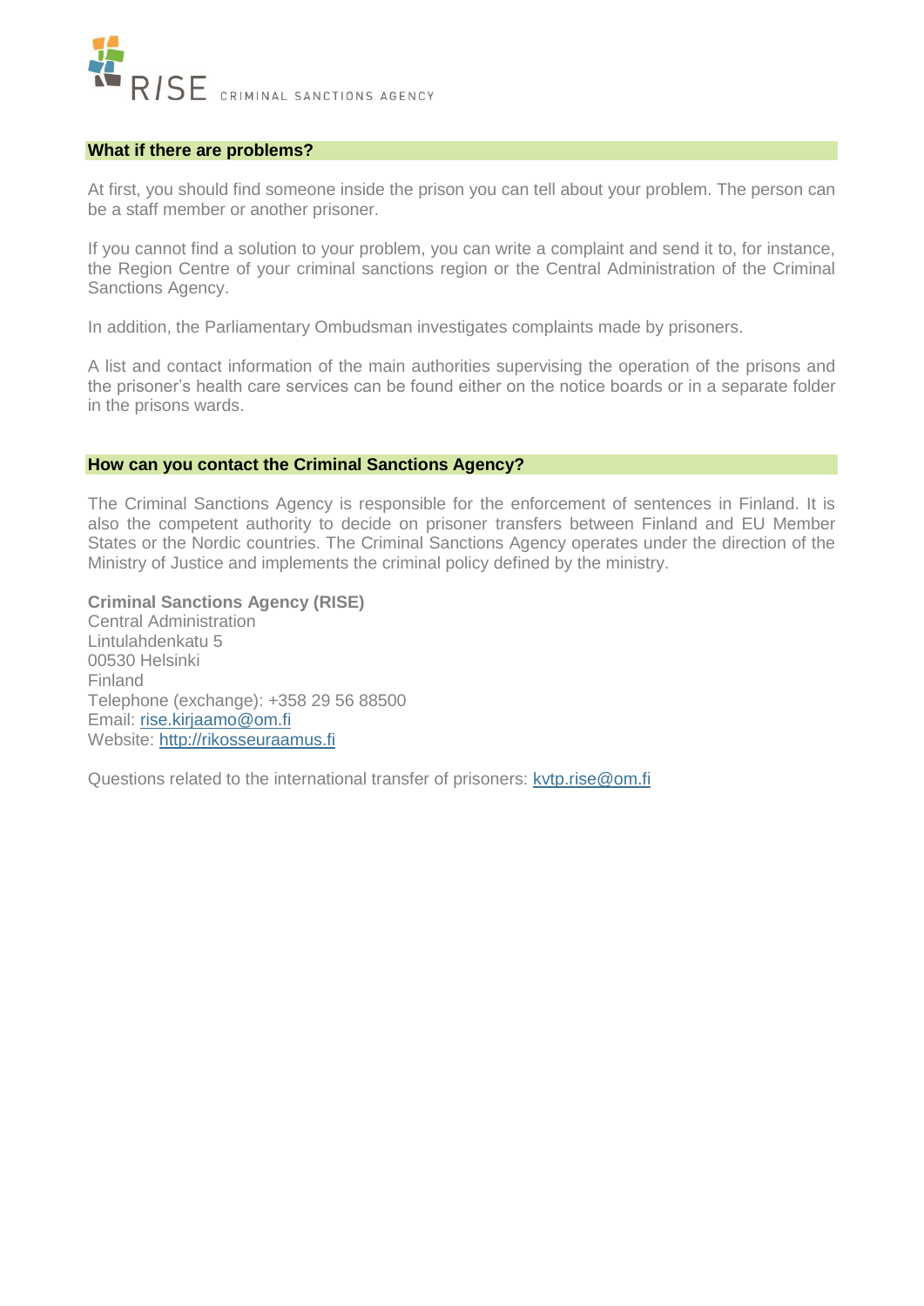## What if there are problems?

At first, you should find someone inside the prison you can tell about your problem. The person can be a staff member or another prisoner.

If you cannot find a solution to your problem, you can write a complaint and send it to, for instance, the Region Centre of your criminal sanctions region or the Central Administration of the Criminal Sanctions Agency.

In addition, the Parliamentary Ombudsman investigates complaints made by prisoners.

A list and contact information of the main authorities supervising the operation of the prisons and the prisoner's health care services can be found either on the notice boards or in a separate folder in the prisons wards.

## How can you contact the Criminal Sanctions Agency?

The Criminal Sanctions Agency is responsible for the enforcement of sentences in Finland. It is also the competent authority to decide on prisoner transfers between Finland and EU Member States or the Nordic countries. The Criminal Sanctions Agency operates under the direction of the Ministry of Justice and implements the criminal policy defined by the ministry.

**Criminal Sanctions Agency (RISE)**
Central Administration
Lintulahdenkatu 5
00530 Helsinki
Finland
Telephone (exchange): +358 29 56 88500
Email: rise.kirjaamo@om.fi
Website: http://rikosseuraamus.fi

Questions related to the international transfer of prisoners: kvtp.rise@om.fi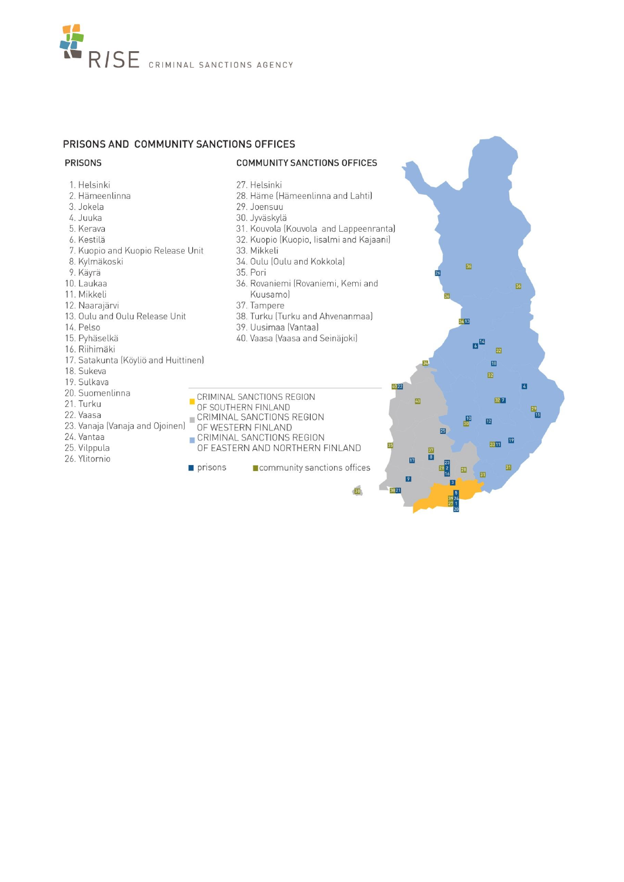RISE CRIMINAL SANCTIONS AGENCY

## PRISONS AND COMMUNITY SANCTIONS OFFICES

### PRISONS

1. Helsinki
2. Hämeenlinna
3. Jokela
4. Juuka
5. Kerava
6. Kestilä
7. Kuopio and Kuopio Release Unit
8. Kylmäkoski
9. Käyrä
10. Laukaa
11. Mikkeli
12. Naarajärvi
13. Oulu and Oulu Release Unit
14. Pelso
15. Pyhäselkä
16. Riihimäki
17. Satakunta (Köyliö and Huittinen)
18. Sukeva
19. Sulkava
20. Suomenlinna
21. Turku
22. Vaasa
23. Vanaja (Vanaja and Ojoinen)
24. Vantaa
25. Vilppula
26. Ylitornio

### COMMUNITY SANCTIONS OFFICES

27. Helsinki
28. Häme (Hämeenlinna and Lahti)
29. Joensuu
30. Jyväskylä
31. Kouvola (Kouvola and Lappeenranta)
32. Kuopio (Kuopio, Iisalmi and Kajaani)
33. Mikkeli
34. Oulu (Oulu and Kokkola)
35. Pori
36. Rovaniemi (Rovaniemi, Kemi and Kuusamo)
37. Tampere
38. Turku (Turku and Ahvenanmaa)
39. Uusimaa (Vantaa)
40. Vaasa (Vaasa and Seinäjoki)

CRIMINAL SANCTIONS REGION OF SOUTHERN FINLAND

CRIMINAL SANCTIONS REGION OF WESTERN FINLAND

CRIMINAL SANCTIONS REGION OF EASTERN AND NORTHERN FINLAND

prisons

community sanctions offices